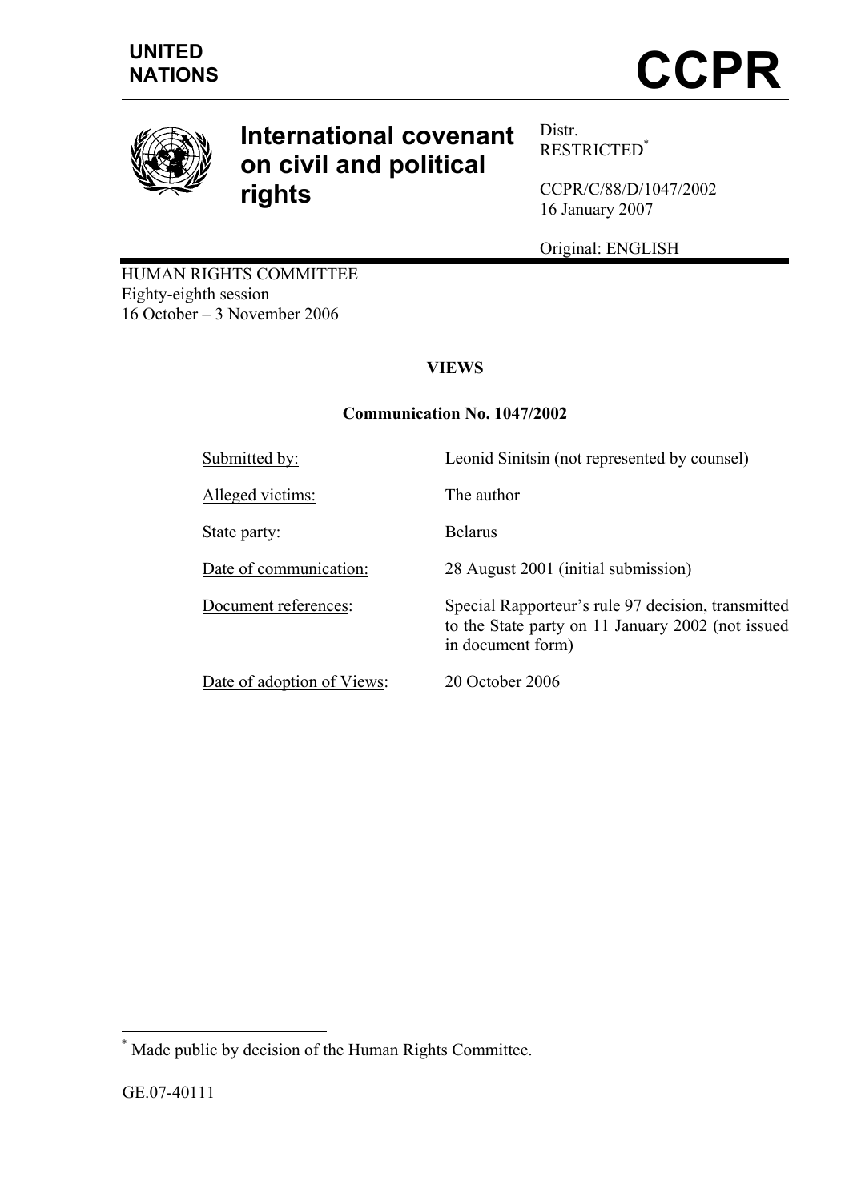UNITED NATIONS

# CCPR

## International covenant on civil and political rights

Distr.
RESTRICTED*

CCPR/C/88/D/1047/2002
16 January 2007

Original: ENGLISH

HUMAN RIGHTS COMMITTEE
Eighty-eighth session
16 October – 3 November 2006

**VIEWS**

**Communication No. 1047/2002**

| | |
|---|---|
| Submitted by: | Leonid Sinitsin (not represented by counsel) |
| Alleged victims: | The author |
| State party: | Belarus |
| Date of communication: | 28 August 2001 (initial submission) |
| Document references: | Special Rapporteur's rule 97 decision, transmitted to the State party on 11 January 2002 (not issued in document form) |
| Date of adoption of Views: | 20 October 2006 |

\* Made public by decision of the Human Rights Committee.

GE.07-40111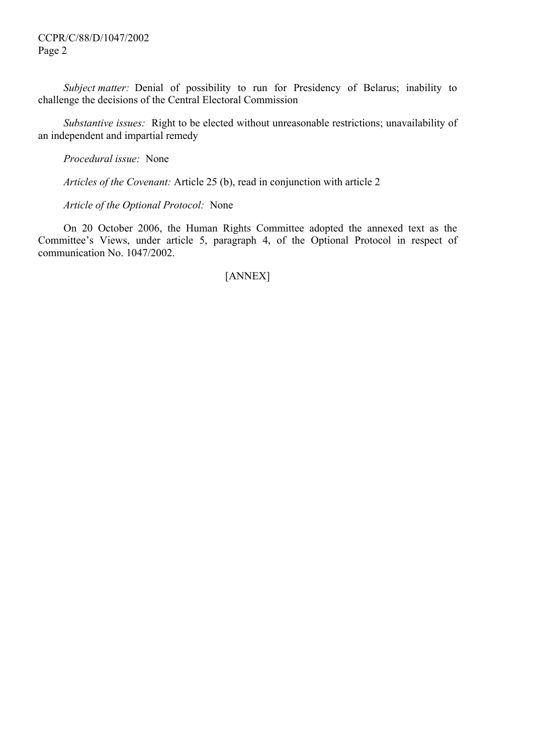*Subject matter:* Denial of possibility to run for Presidency of Belarus; inability to challenge the decisions of the Central Electoral Commission

*Substantive issues:* Right to be elected without unreasonable restrictions; unavailability of an independent and impartial remedy

*Procedural issue:* None

*Articles of the Covenant:* Article 25 (b), read in conjunction with article 2

*Article of the Optional Protocol:* None

On 20 October 2006, the Human Rights Committee adopted the annexed text as the Committee's Views, under article 5, paragraph 4, of the Optional Protocol in respect of communication No. 1047/2002.

[ANNEX]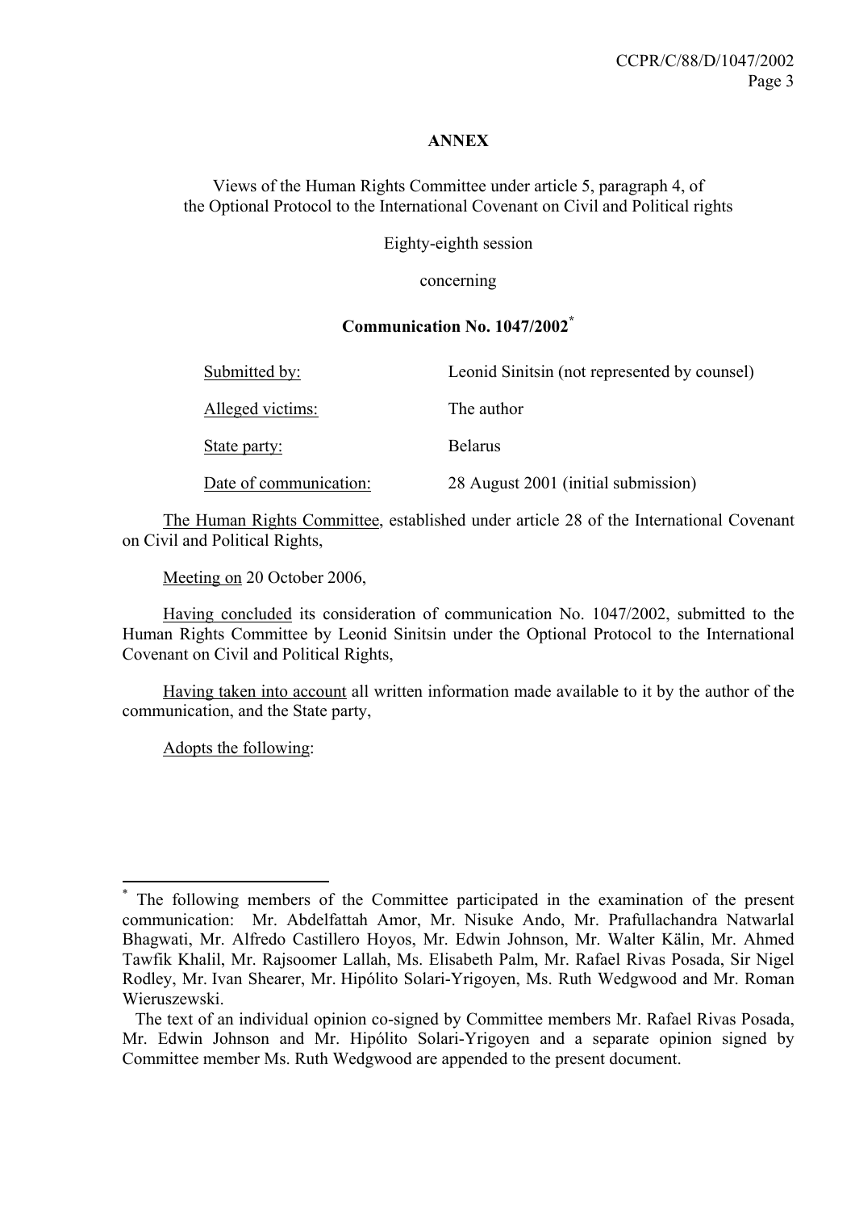**ANNEX**

Views of the Human Rights Committee under article 5, paragraph 4, of the Optional Protocol to the International Covenant on Civil and Political rights

Eighty-eighth session

concerning

**Communication No. 1047/2002***

| | |
|---|---|
| Submitted by: | Leonid Sinitsin (not represented by counsel) |
| Alleged victims: | The author |
| State party: | Belarus |
| Date of communication: | 28 August 2001 (initial submission) |

The Human Rights Committee, established under article 28 of the International Covenant on Civil and Political Rights,

Meeting on 20 October 2006,

Having concluded its consideration of communication No. 1047/2002, submitted to the Human Rights Committee by Leonid Sinitsin under the Optional Protocol to the International Covenant on Civil and Political Rights,

Having taken into account all written information made available to it by the author of the communication, and the State party,

Adopts the following:

---

* The following members of the Committee participated in the examination of the present communication: Mr. Abdelfattah Amor, Mr. Nisuke Ando, Mr. Prafullachandra Natwarlal Bhagwati, Mr. Alfredo Castillero Hoyos, Mr. Edwin Johnson, Mr. Walter Kälin, Mr. Ahmed Tawfik Khalil, Mr. Rajsoomer Lallah, Ms. Elisabeth Palm, Mr. Rafael Rivas Posada, Sir Nigel Rodley, Mr. Ivan Shearer, Mr. Hipólito Solari-Yrigoyen, Ms. Ruth Wedgwood and Mr. Roman Wieruszewski.

The text of an individual opinion co-signed by Committee members Mr. Rafael Rivas Posada, Mr. Edwin Johnson and Mr. Hipólito Solari-Yrigoyen and a separate opinion signed by Committee member Ms. Ruth Wedgwood are appended to the present document.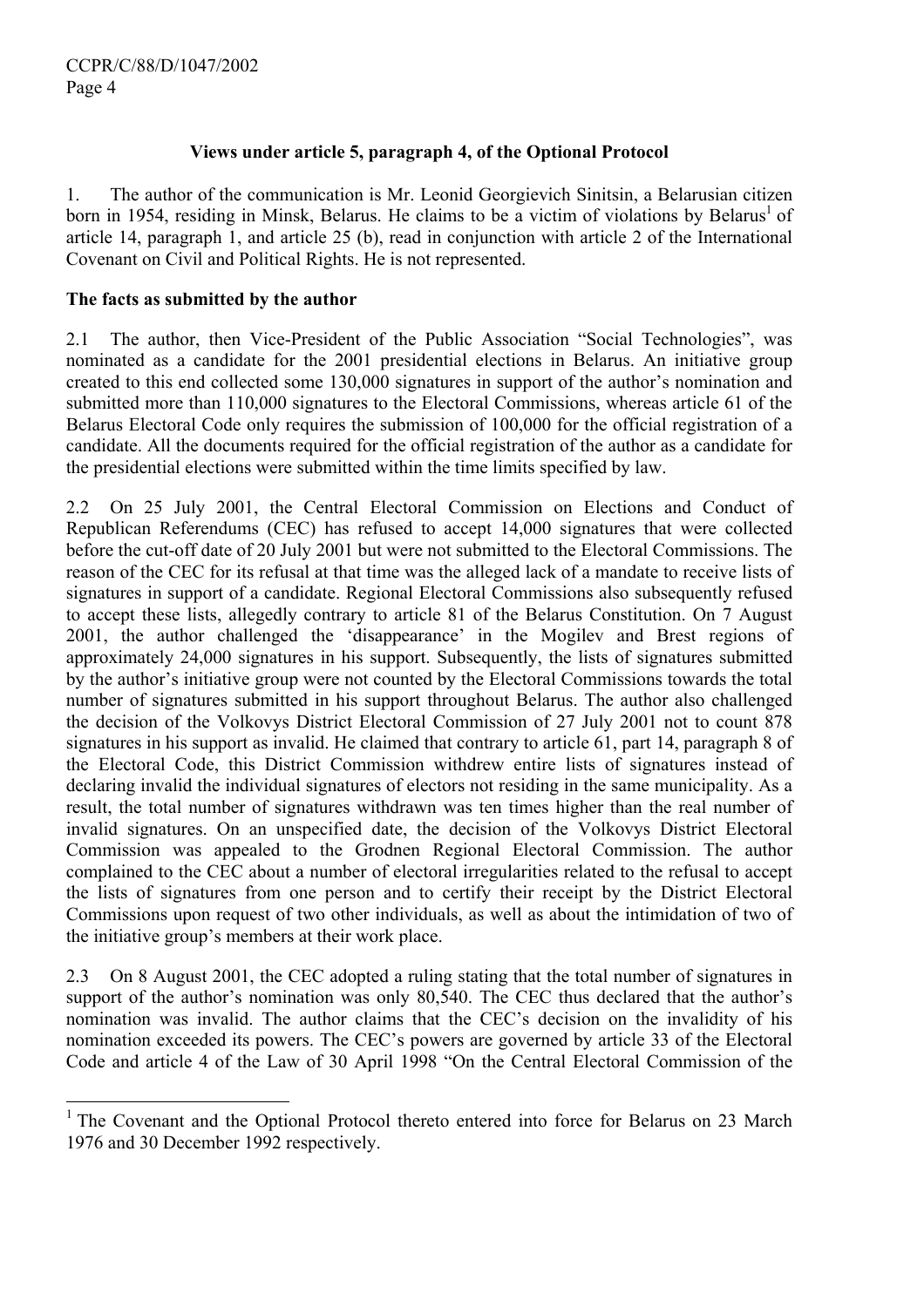## Views under article 5, paragraph 4, of the Optional Protocol

1. The author of the communication is Mr. Leonid Georgievich Sinitsin, a Belarusian citizen born in 1954, residing in Minsk, Belarus. He claims to be a victim of violations by Belarus[1] of article 14, paragraph 1, and article 25 (b), read in conjunction with article 2 of the International Covenant on Civil and Political Rights. He is not represented.

### The facts as submitted by the author

2.1 The author, then Vice-President of the Public Association "Social Technologies", was nominated as a candidate for the 2001 presidential elections in Belarus. An initiative group created to this end collected some 130,000 signatures in support of the author's nomination and submitted more than 110,000 signatures to the Electoral Commissions, whereas article 61 of the Belarus Electoral Code only requires the submission of 100,000 for the official registration of a candidate. All the documents required for the official registration of the author as a candidate for the presidential elections were submitted within the time limits specified by law.

2.2 On 25 July 2001, the Central Electoral Commission on Elections and Conduct of Republican Referendums (CEC) has refused to accept 14,000 signatures that were collected before the cut-off date of 20 July 2001 but were not submitted to the Electoral Commissions. The reason of the CEC for its refusal at that time was the alleged lack of a mandate to receive lists of signatures in support of a candidate. Regional Electoral Commissions also subsequently refused to accept these lists, allegedly contrary to article 81 of the Belarus Constitution. On 7 August 2001, the author challenged the 'disappearance' in the Mogilev and Brest regions of approximately 24,000 signatures in his support. Subsequently, the lists of signatures submitted by the author's initiative group were not counted by the Electoral Commissions towards the total number of signatures submitted in his support throughout Belarus. The author also challenged the decision of the Volkovys District Electoral Commission of 27 July 2001 not to count 878 signatures in his support as invalid. He claimed that contrary to article 61, part 14, paragraph 8 of the Electoral Code, this District Commission withdrew entire lists of signatures instead of declaring invalid the individual signatures of electors not residing in the same municipality. As a result, the total number of signatures withdrawn was ten times higher than the real number of invalid signatures. On an unspecified date, the decision of the Volkovys District Electoral Commission was appealed to the Grodnen Regional Electoral Commission. The author complained to the CEC about a number of electoral irregularities related to the refusal to accept the lists of signatures from one person and to certify their receipt by the District Electoral Commissions upon request of two other individuals, as well as about the intimidation of two of the initiative group's members at their work place.

2.3 On 8 August 2001, the CEC adopted a ruling stating that the total number of signatures in support of the author's nomination was only 80,540. The CEC thus declared that the author's nomination was invalid. The author claims that the CEC's decision on the invalidity of his nomination exceeded its powers. The CEC's powers are governed by article 33 of the Electoral Code and article 4 of the Law of 30 April 1998 "On the Central Electoral Commission of the

---

[1] The Covenant and the Optional Protocol thereto entered into force for Belarus on 23 March 1976 and 30 December 1992 respectively.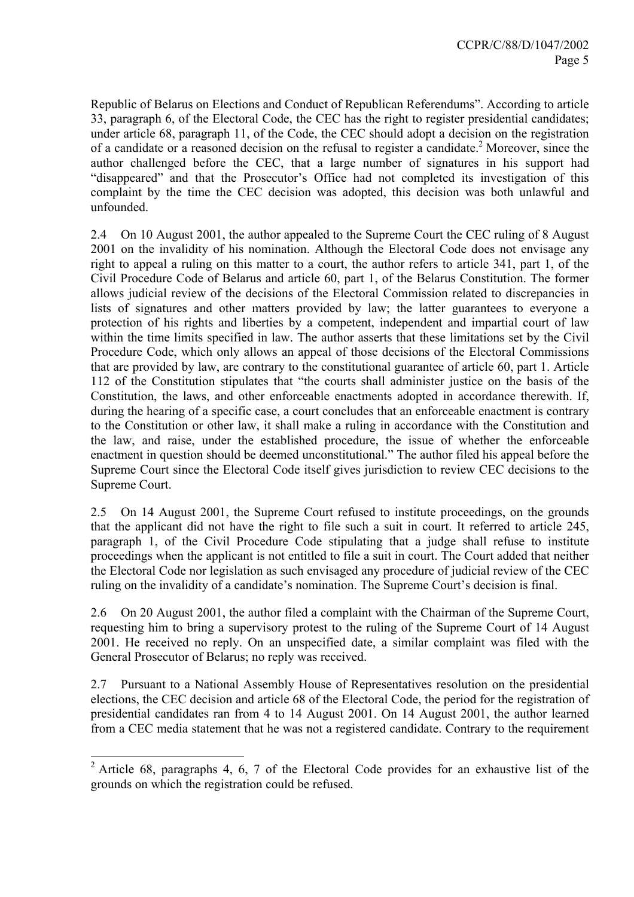Republic of Belarus on Elections and Conduct of Republican Referendums". According to article 33, paragraph 6, of the Electoral Code, the CEC has the right to register presidential candidates; under article 68, paragraph 11, of the Code, the CEC should adopt a decision on the registration of a candidate or a reasoned decision on the refusal to register a candidate.[2] Moreover, since the author challenged before the CEC, that a large number of signatures in his support had "disappeared" and that the Prosecutor's Office had not completed its investigation of this complaint by the time the CEC decision was adopted, this decision was both unlawful and unfounded.

2.4 On 10 August 2001, the author appealed to the Supreme Court the CEC ruling of 8 August 2001 on the invalidity of his nomination. Although the Electoral Code does not envisage any right to appeal a ruling on this matter to a court, the author refers to article 341, part 1, of the Civil Procedure Code of Belarus and article 60, part 1, of the Belarus Constitution. The former allows judicial review of the decisions of the Electoral Commission related to discrepancies in lists of signatures and other matters provided by law; the latter guarantees to everyone a protection of his rights and liberties by a competent, independent and impartial court of law within the time limits specified in law. The author asserts that these limitations set by the Civil Procedure Code, which only allows an appeal of those decisions of the Electoral Commissions that are provided by law, are contrary to the constitutional guarantee of article 60, part 1. Article 112 of the Constitution stipulates that "the courts shall administer justice on the basis of the Constitution, the laws, and other enforceable enactments adopted in accordance therewith. If, during the hearing of a specific case, a court concludes that an enforceable enactment is contrary to the Constitution or other law, it shall make a ruling in accordance with the Constitution and the law, and raise, under the established procedure, the issue of whether the enforceable enactment in question should be deemed unconstitutional." The author filed his appeal before the Supreme Court since the Electoral Code itself gives jurisdiction to review CEC decisions to the Supreme Court.

2.5 On 14 August 2001, the Supreme Court refused to institute proceedings, on the grounds that the applicant did not have the right to file such a suit in court. It referred to article 245, paragraph 1, of the Civil Procedure Code stipulating that a judge shall refuse to institute proceedings when the applicant is not entitled to file a suit in court. The Court added that neither the Electoral Code nor legislation as such envisaged any procedure of judicial review of the CEC ruling on the invalidity of a candidate's nomination. The Supreme Court's decision is final.

2.6 On 20 August 2001, the author filed a complaint with the Chairman of the Supreme Court, requesting him to bring a supervisory protest to the ruling of the Supreme Court of 14 August 2001. He received no reply. On an unspecified date, a similar complaint was filed with the General Prosecutor of Belarus; no reply was received.

2.7 Pursuant to a National Assembly House of Representatives resolution on the presidential elections, the CEC decision and article 68 of the Electoral Code, the period for the registration of presidential candidates ran from 4 to 14 August 2001. On 14 August 2001, the author learned from a CEC media statement that he was not a registered candidate. Contrary to the requirement

---

[2] Article 68, paragraphs 4, 6, 7 of the Electoral Code provides for an exhaustive list of the grounds on which the registration could be refused.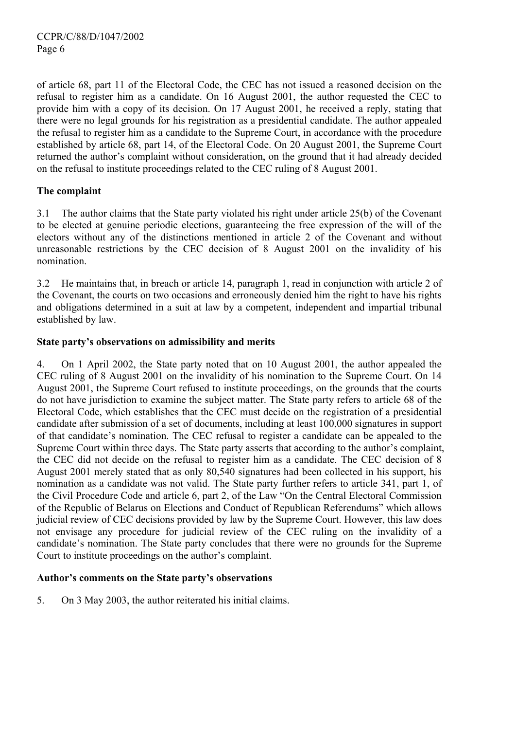of article 68, part 11 of the Electoral Code, the CEC has not issued a reasoned decision on the refusal to register him as a candidate. On 16 August 2001, the author requested the CEC to provide him with a copy of its decision. On 17 August 2001, he received a reply, stating that there were no legal grounds for his registration as a presidential candidate. The author appealed the refusal to register him as a candidate to the Supreme Court, in accordance with the procedure established by article 68, part 14, of the Electoral Code. On 20 August 2001, the Supreme Court returned the author's complaint without consideration, on the ground that it had already decided on the refusal to institute proceedings related to the CEC ruling of 8 August 2001.

**The complaint**

3.1 The author claims that the State party violated his right under article 25(b) of the Covenant to be elected at genuine periodic elections, guaranteeing the free expression of the will of the electors without any of the distinctions mentioned in article 2 of the Covenant and without unreasonable restrictions by the CEC decision of 8 August 2001 on the invalidity of his nomination.

3.2 He maintains that, in breach or article 14, paragraph 1, read in conjunction with article 2 of the Covenant, the courts on two occasions and erroneously denied him the right to have his rights and obligations determined in a suit at law by a competent, independent and impartial tribunal established by law.

**State party's observations on admissibility and merits**

4. On 1 April 2002, the State party noted that on 10 August 2001, the author appealed the CEC ruling of 8 August 2001 on the invalidity of his nomination to the Supreme Court. On 14 August 2001, the Supreme Court refused to institute proceedings, on the grounds that the courts do not have jurisdiction to examine the subject matter. The State party refers to article 68 of the Electoral Code, which establishes that the CEC must decide on the registration of a presidential candidate after submission of a set of documents, including at least 100,000 signatures in support of that candidate's nomination. The CEC refusal to register a candidate can be appealed to the Supreme Court within three days. The State party asserts that according to the author's complaint, the CEC did not decide on the refusal to register him as a candidate. The CEC decision of 8 August 2001 merely stated that as only 80,540 signatures had been collected in his support, his nomination as a candidate was not valid. The State party further refers to article 341, part 1, of the Civil Procedure Code and article 6, part 2, of the Law "On the Central Electoral Commission of the Republic of Belarus on Elections and Conduct of Republican Referendums" which allows judicial review of CEC decisions provided by law by the Supreme Court. However, this law does not envisage any procedure for judicial review of the CEC ruling on the invalidity of a candidate's nomination. The State party concludes that there were no grounds for the Supreme Court to institute proceedings on the author's complaint.

**Author's comments on the State party's observations**

5. On 3 May 2003, the author reiterated his initial claims.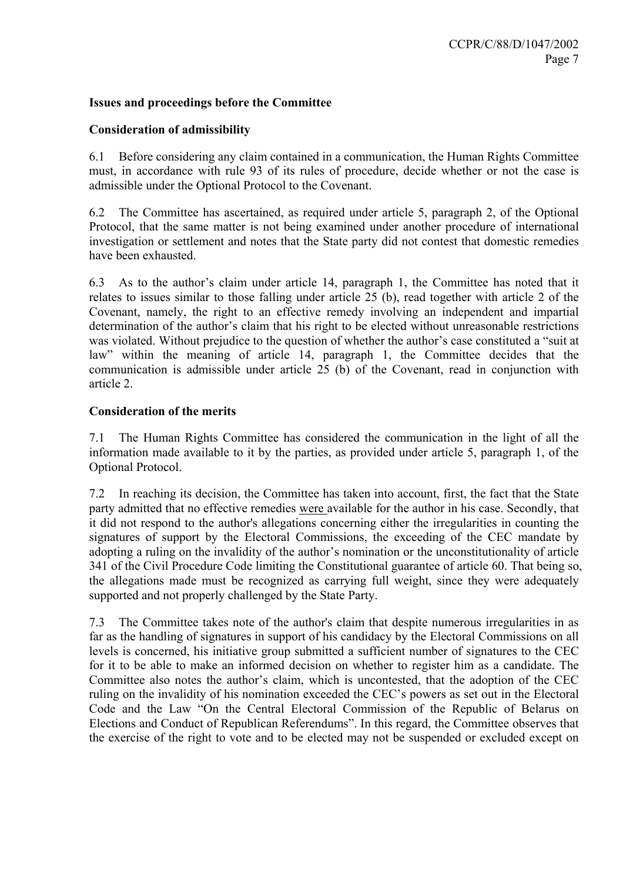**Issues and proceedings before the Committee**

**Consideration of admissibility**

6.1 Before considering any claim contained in a communication, the Human Rights Committee must, in accordance with rule 93 of its rules of procedure, decide whether or not the case is admissible under the Optional Protocol to the Covenant.

6.2 The Committee has ascertained, as required under article 5, paragraph 2, of the Optional Protocol, that the same matter is not being examined under another procedure of international investigation or settlement and notes that the State party did not contest that domestic remedies have been exhausted.

6.3 As to the author's claim under article 14, paragraph 1, the Committee has noted that it relates to issues similar to those falling under article 25 (b), read together with article 2 of the Covenant, namely, the right to an effective remedy involving an independent and impartial determination of the author's claim that his right to be elected without unreasonable restrictions was violated. Without prejudice to the question of whether the author's case constituted a "suit at law" within the meaning of article 14, paragraph 1, the Committee decides that the communication is admissible under article 25 (b) of the Covenant, read in conjunction with article 2.

**Consideration of the merits**

7.1 The Human Rights Committee has considered the communication in the light of all the information made available to it by the parties, as provided under article 5, paragraph 1, of the Optional Protocol.

7.2 In reaching its decision, the Committee has taken into account, first, the fact that the State party admitted that no effective remedies were available for the author in his case. Secondly, that it did not respond to the author's allegations concerning either the irregularities in counting the signatures of support by the Electoral Commissions, the exceeding of the CEC mandate by adopting a ruling on the invalidity of the author's nomination or the unconstitutionality of article 341 of the Civil Procedure Code limiting the Constitutional guarantee of article 60. That being so, the allegations made must be recognized as carrying full weight, since they were adequately supported and not properly challenged by the State Party.

7.3 The Committee takes note of the author's claim that despite numerous irregularities in as far as the handling of signatures in support of his candidacy by the Electoral Commissions on all levels is concerned, his initiative group submitted a sufficient number of signatures to the CEC for it to be able to make an informed decision on whether to register him as a candidate. The Committee also notes the author's claim, which is uncontested, that the adoption of the CEC ruling on the invalidity of his nomination exceeded the CEC's powers as set out in the Electoral Code and the Law "On the Central Electoral Commission of the Republic of Belarus on Elections and Conduct of Republican Referendums". In this regard, the Committee observes that the exercise of the right to vote and to be elected may not be suspended or excluded except on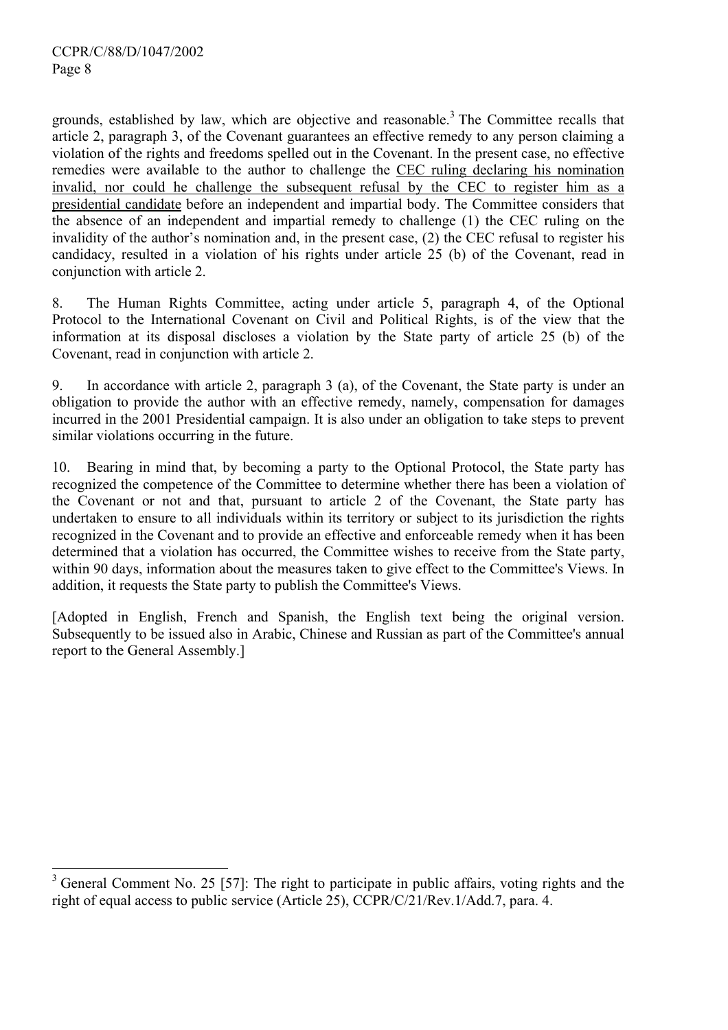grounds, established by law, which are objective and reasonable.[3] The Committee recalls that article 2, paragraph 3, of the Covenant guarantees an effective remedy to any person claiming a violation of the rights and freedoms spelled out in the Covenant. In the present case, no effective remedies were available to the author to challenge the CEC ruling declaring his nomination invalid, nor could he challenge the subsequent refusal by the CEC to register him as a presidential candidate before an independent and impartial body. The Committee considers that the absence of an independent and impartial remedy to challenge (1) the CEC ruling on the invalidity of the author's nomination and, in the present case, (2) the CEC refusal to register his candidacy, resulted in a violation of his rights under article 25 (b) of the Covenant, read in conjunction with article 2.

8. The Human Rights Committee, acting under article 5, paragraph 4, of the Optional Protocol to the International Covenant on Civil and Political Rights, is of the view that the information at its disposal discloses a violation by the State party of article 25 (b) of the Covenant, read in conjunction with article 2.

9. In accordance with article 2, paragraph 3 (a), of the Covenant, the State party is under an obligation to provide the author with an effective remedy, namely, compensation for damages incurred in the 2001 Presidential campaign. It is also under an obligation to take steps to prevent similar violations occurring in the future.

10. Bearing in mind that, by becoming a party to the Optional Protocol, the State party has recognized the competence of the Committee to determine whether there has been a violation of the Covenant or not and that, pursuant to article 2 of the Covenant, the State party has undertaken to ensure to all individuals within its territory or subject to its jurisdiction the rights recognized in the Covenant and to provide an effective and enforceable remedy when it has been determined that a violation has occurred, the Committee wishes to receive from the State party, within 90 days, information about the measures taken to give effect to the Committee's Views. In addition, it requests the State party to publish the Committee's Views.

[Adopted in English, French and Spanish, the English text being the original version. Subsequently to be issued also in Arabic, Chinese and Russian as part of the Committee's annual report to the General Assembly.]

---

[3] General Comment No. 25 [57]: The right to participate in public affairs, voting rights and the right of equal access to public service (Article 25), CCPR/C/21/Rev.1/Add.7, para. 4.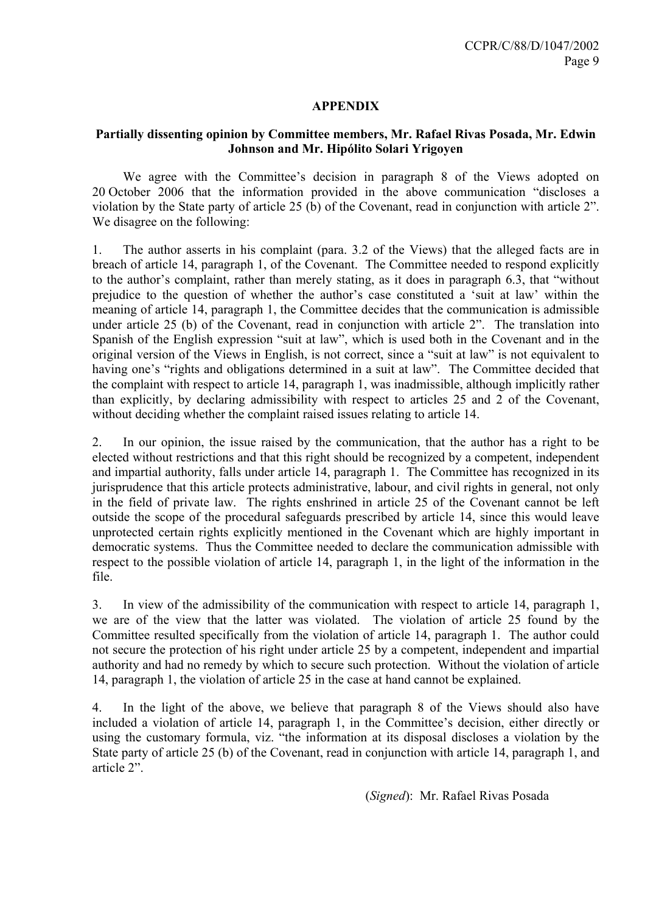## APPENDIX

### Partially dissenting opinion by Committee members, Mr. Rafael Rivas Posada, Mr. Edwin Johnson and Mr. Hipólito Solari Yrigoyen

We agree with the Committee's decision in paragraph 8 of the Views adopted on 20 October 2006 that the information provided in the above communication "discloses a violation by the State party of article 25 (b) of the Covenant, read in conjunction with article 2". We disagree on the following:

1. The author asserts in his complaint (para. 3.2 of the Views) that the alleged facts are in breach of article 14, paragraph 1, of the Covenant. The Committee needed to respond explicitly to the author's complaint, rather than merely stating, as it does in paragraph 6.3, that "without prejudice to the question of whether the author's case constituted a 'suit at law' within the meaning of article 14, paragraph 1, the Committee decides that the communication is admissible under article 25 (b) of the Covenant, read in conjunction with article 2". The translation into Spanish of the English expression "suit at law", which is used both in the Covenant and in the original version of the Views in English, is not correct, since a "suit at law" is not equivalent to having one's "rights and obligations determined in a suit at law". The Committee decided that the complaint with respect to article 14, paragraph 1, was inadmissible, although implicitly rather than explicitly, by declaring admissibility with respect to articles 25 and 2 of the Covenant, without deciding whether the complaint raised issues relating to article 14.

2. In our opinion, the issue raised by the communication, that the author has a right to be elected without restrictions and that this right should be recognized by a competent, independent and impartial authority, falls under article 14, paragraph 1. The Committee has recognized in its jurisprudence that this article protects administrative, labour, and civil rights in general, not only in the field of private law. The rights enshrined in article 25 of the Covenant cannot be left outside the scope of the procedural safeguards prescribed by article 14, since this would leave unprotected certain rights explicitly mentioned in the Covenant which are highly important in democratic systems. Thus the Committee needed to declare the communication admissible with respect to the possible violation of article 14, paragraph 1, in the light of the information in the file.

3. In view of the admissibility of the communication with respect to article 14, paragraph 1, we are of the view that the latter was violated. The violation of article 25 found by the Committee resulted specifically from the violation of article 14, paragraph 1. The author could not secure the protection of his right under article 25 by a competent, independent and impartial authority and had no remedy by which to secure such protection. Without the violation of article 14, paragraph 1, the violation of article 25 in the case at hand cannot be explained.

4. In the light of the above, we believe that paragraph 8 of the Views should also have included a violation of article 14, paragraph 1, in the Committee's decision, either directly or using the customary formula, viz. "the information at its disposal discloses a violation by the State party of article 25 (b) of the Covenant, read in conjunction with article 14, paragraph 1, and article 2".

(*Signed*): Mr. Rafael Rivas Posada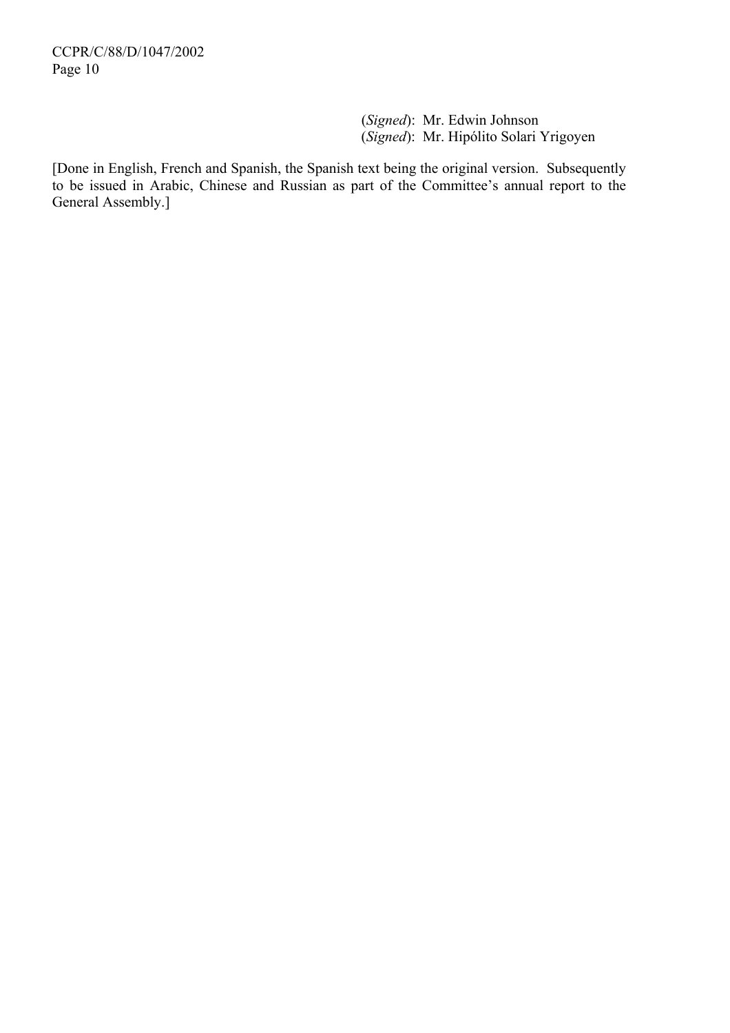(*Signed*): Mr. Edwin Johnson
(*Signed*): Mr. Hipólito Solari Yrigoyen

[Done in English, French and Spanish, the Spanish text being the original version. Subsequently to be issued in Arabic, Chinese and Russian as part of the Committee's annual report to the General Assembly.]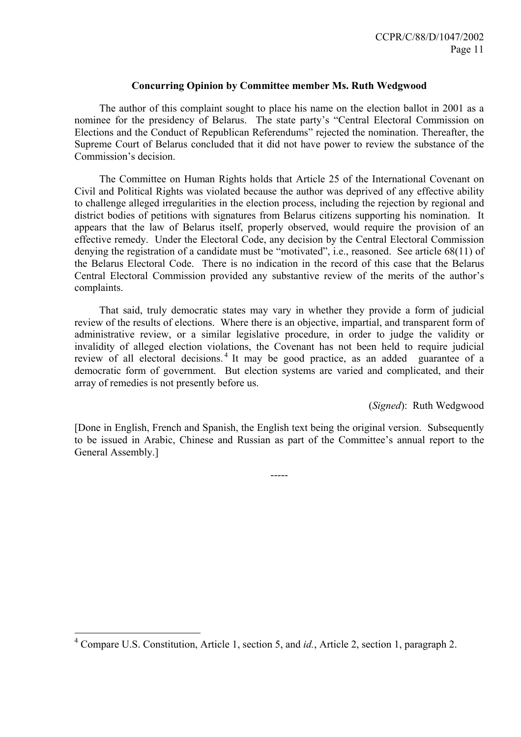**Concurring Opinion by Committee member Ms. Ruth Wedgwood**

The author of this complaint sought to place his name on the election ballot in 2001 as a nominee for the presidency of Belarus. The state party's "Central Electoral Commission on Elections and the Conduct of Republican Referendums" rejected the nomination. Thereafter, the Supreme Court of Belarus concluded that it did not have power to review the substance of the Commission's decision.

The Committee on Human Rights holds that Article 25 of the International Covenant on Civil and Political Rights was violated because the author was deprived of any effective ability to challenge alleged irregularities in the election process, including the rejection by regional and district bodies of petitions with signatures from Belarus citizens supporting his nomination. It appears that the law of Belarus itself, properly observed, would require the provision of an effective remedy. Under the Electoral Code, any decision by the Central Electoral Commission denying the registration of a candidate must be "motivated", i.e., reasoned. See article 68(11) of the Belarus Electoral Code. There is no indication in the record of this case that the Belarus Central Electoral Commission provided any substantive review of the merits of the author's complaints.

That said, truly democratic states may vary in whether they provide a form of judicial review of the results of elections. Where there is an objective, impartial, and transparent form of administrative review, or a similar legislative procedure, in order to judge the validity or invalidity of alleged election violations, the Covenant has not been held to require judicial review of all electoral decisions.[4] It may be good practice, as an added guarantee of a democratic form of government. But election systems are varied and complicated, and their array of remedies is not presently before us.

(*Signed*): Ruth Wedgwood

[Done in English, French and Spanish, the English text being the original version. Subsequently to be issued in Arabic, Chinese and Russian as part of the Committee's annual report to the General Assembly.]

-----

[4] Compare U.S. Constitution, Article 1, section 5, and *id.*, Article 2, section 1, paragraph 2.